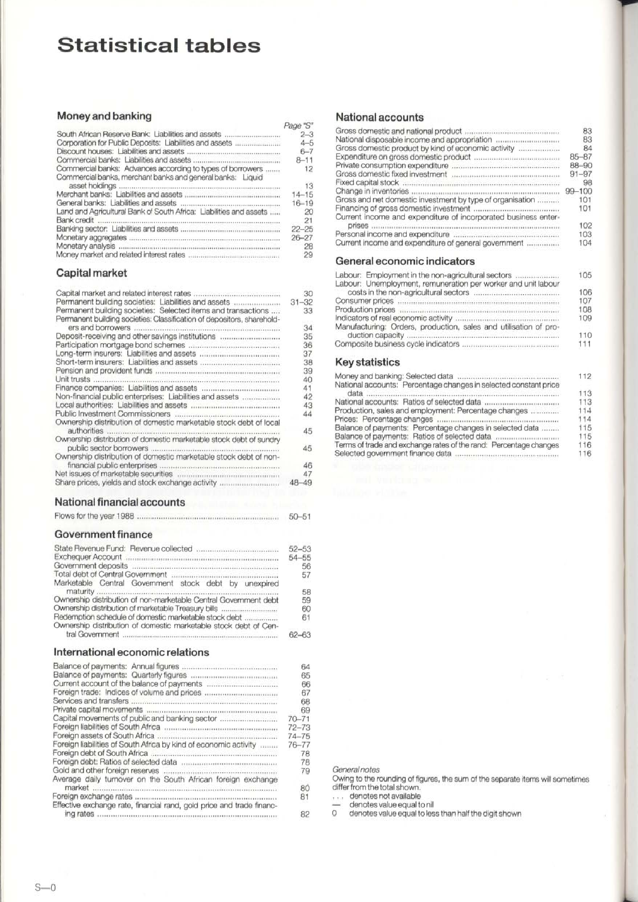# Statistical tables

## Money and banking

| | Page "S" |
|---|---|
| South African Reserve Bank: Liabilities and assets | 2–3 |
| Corporation for Public Deposits: Liabilities and assets | 4–5 |
| Discount houses: Liabilities and assets | 6–7 |
| Commercial banks: Liabilities and assets | 8–11 |
| Commercial banks: Advances according to types of borrowers | 12 |
| Commercial banks, merchant banks and general banks: Liquid asset holdings | 13 |
| Merchant banks: Liabilities and assets | 14–15 |
| General banks: Liabilities and assets | 16–19 |
| Land and Agricultural Bank of South Africa: Liabilities and assets | 20 |
| Bank credit | 21 |
| Banking sector: Liabilities and assets | 22–25 |
| Monetary aggregates | 26–27 |
| Monetary analysis | 28 |
| Money market and related interest rates | 29 |

## Capital market

| | |
|---|---|
| Capital market and related interest rates | 30 |
| Permanent building societies: Liabilities and assets | 31–32 |
| Permanent building societies: Selected items and transactions | 33 |
| Permanent building societies: Classification of depositors, shareholders and borrowers | 34 |
| Deposit-receiving and other savings institutions | 35 |
| Participation mortgage bond schemes | 36 |
| Long-term insurers: Liabilities and assets | 37 |
| Short-term insurers: Liabilities and assets | 38 |
| Pension and provident funds | 39 |
| Unit trusts | 40 |
| Finance companies: Liabilities and assets | 41 |
| Non-financial public enterprises: Liabilities and assets | 42 |
| Local authorities: Liabilities and assets | 43 |
| Public Investment Commissioners | 44 |
| Ownership distribution of domestic marketable stock debt of local authorities | 45 |
| Ownership distribution of domestic marketable stock debt of sundry public sector borrowers | 45 |
| Ownership distribution of domestic marketable stock debt of non-financial public enterprises | 46 |
| Net issues of marketable securities | 47 |
| Share prices, yields and stock exchange activity | 48–49 |

## National financial accounts

| | |
|---|---|
| Flows for the year 1988 | 50–51 |

## Government finance

| | |
|---|---|
| State Revenue Fund: Revenue collected | 52–53 |
| Exchequer Account | 54–55 |
| Government deposits | 56 |
| Total debt of Central Government | 57 |
| Marketable Central Government stock debt by unexpired maturity | 58 |
| Ownership distribution of non-marketable Central Government debt | 59 |
| Ownership distribution of marketable Treasury bills | 60 |
| Redemption schedule of domestic marketable stock debt | 61 |
| Ownership distribution of domestic marketable stock debt of Central Government | 62–63 |

## International economic relations

| | |
|---|---|
| Balance of payments: Annual figures | 64 |
| Balance of payments: Quarterly figures | 65 |
| Current account of the balance of payments | 66 |
| Foreign trade: Indices of volume and prices | 67 |
| Services and transfers | 68 |
| Private capital movements | 69 |
| Capital movements of public and banking sector | 70–71 |
| Foreign liabilities of South Africa | 72–73 |
| Foreign assets of South Africa | 74–75 |
| Foreign liabilities of South Africa by kind of economic activity | 76–77 |
| Foreign debt of South Africa | 78 |
| Foreign debt: Ratios of selected data | 78 |
| Gold and other foreign reserves | 79 |
| Average daily turnover on the South African foreign exchange market | 80 |
| Foreign exchange rates | 81 |
| Effective exchange rate, financial rand, gold price and trade financing rates | 82 |

## National accounts

| | |
|---|---|
| Gross domestic and national product | 83 |
| National disposable income and appropriation | 83 |
| Gross domestic product by kind of economic activity | 84 |
| Expenditure on gross domestic product | 85–87 |
| Private consumption expenditure | 88–90 |
| Gross domestic fixed investment | 91–97 |
| Fixed capital stock | 98 |
| Change in inventories | 99–100 |
| Gross and net domestic investment by type of organisation | 101 |
| Financing of gross domestic investment | 101 |
| Current income and expenditure of incorporated business enterprises | 102 |
| Personal income and expenditure | 103 |
| Current income and expenditure of general government | 104 |

## General economic indicators

| | |
|---|---|
| Labour: Employment in the non-agricultural sectors | 105 |
| Labour: Unemployment, remuneration per worker and unit labour costs in the non-agricultural sectors | 106 |
| Consumer prices | 107 |
| Production prices | 108 |
| Indicators of real economic activity | 109 |
| Manufacturing: Orders, production, sales and utilisation of production capacity | 110 |
| Composite business cycle indicators | 111 |

## Key statistics

| | |
|---|---|
| Money and banking: Selected data | 112 |
| National accounts: Percentage changes in selected constant price data | 113 |
| National accounts: Ratios of selected data | 113 |
| Production, sales and employment: Percentage changes | 114 |
| Prices: Percentage changes | 114 |
| Balance of payments: Percentage changes in selected data | 115 |
| Balance of payments: Ratios of selected data | 115 |
| Terms of trade and exchange rates of the rand: Percentage changes | 116 |
| Selected government finance data | 116 |

*General notes*

Owing to the rounding of figures, the sum of the separate items will sometimes differ from the total shown.

. . . denotes not available

— denotes value equal to nil

0 denotes value equal to less than half the digit shown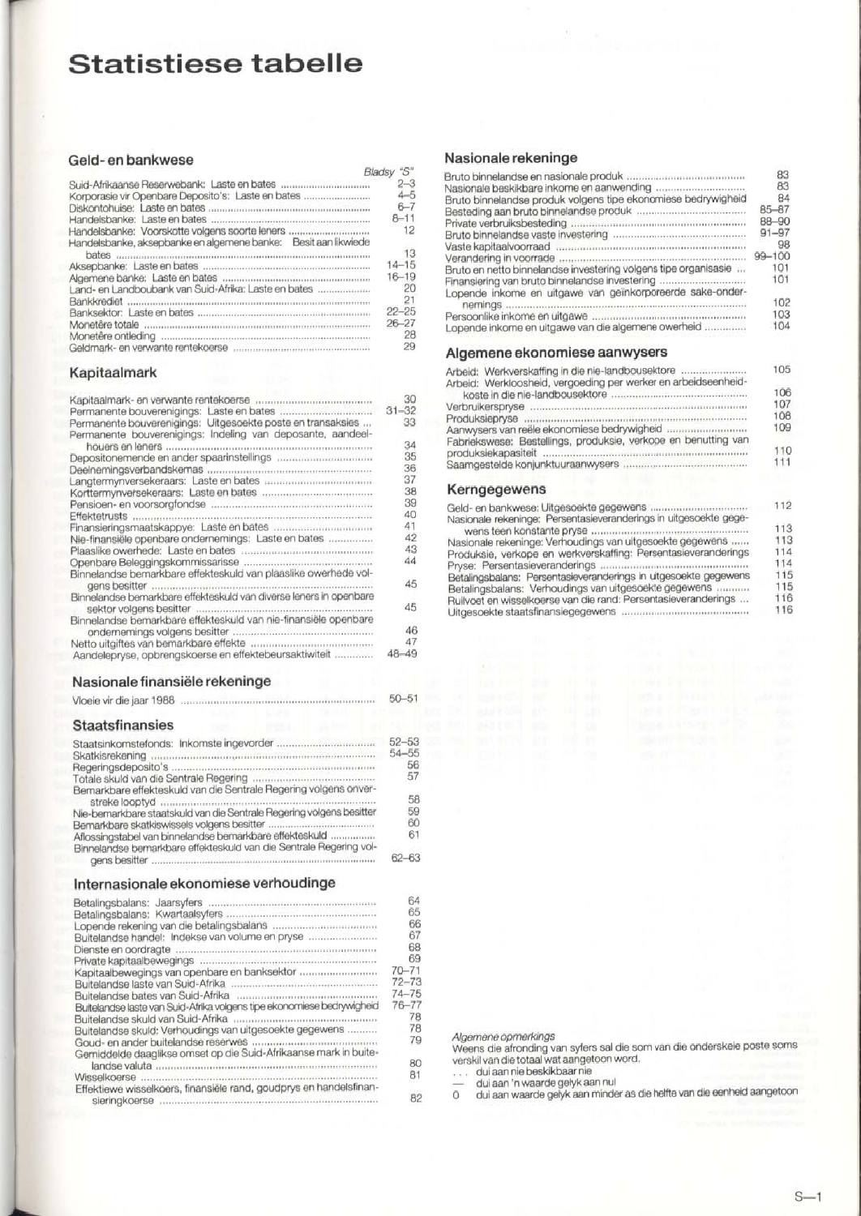# Statistiese tabelle

## Geld- en bankwese

| | Bladsy "S" |
|---|---|
| Suid-Afrikaanse Reserwebank: Laste en bates | 2–3 |
| Korporasie vir Openbare Deposito's: Laste en bates | 4–5 |
| Diskontohuise: Laste en bates | 6–7 |
| Handelsbanke: Laste en bates | 8–11 |
| Handelsbanke: Voorskotte volgens soorte leners | 12 |
| Handelsbanke, aksepbanke en algemene banke: Besit aan likwiede bates | 13 |
| Aksepbanke: Laste en bates | 14–15 |
| Algemene banke: Laste en bates | 16–19 |
| Land- en Landboubank van Suid-Afrika: Laste en bates | 20 |
| Bankkrediet | 21 |
| Banksektor: Laste en bates | 22–25 |
| Monetêre totale | 26–27 |
| Monetêre ontleding | 28 |
| Geldmark- en verwante rentekoerse | 29 |

## Kapitaalmark

| | |
|---|---|
| Kapitaalmark- en verwante rentekoerse | 30 |
| Permanente bouverenigings: Laste en bates | 31–32 |
| Permanente bouverenigings: Uitgesoekte poste en transaksies | 33 |
| Permanente bouverenigings: Indeling van deposante, aandeelhouers en leners | 34 |
| Depositonemende en ander spaarinstellings | 35 |
| Deelnemingsverbandskemas | 36 |
| Langtermynversekeraars: Laste en bates | 37 |
| Korttermynversekeraars: Laste en bates | 38 |
| Pensioen- en voorsorgfondse | 39 |
| Effektetrusts | 40 |
| Finansieringsmaatskappye: Laste en bates | 41 |
| Nie-finansiële openbare ondernemings: Laste en bates | 42 |
| Plaaslike owerhede: Laste en bates | 43 |
| Openbare Beleggingskommissarisse | 44 |
| Binnelandse bemarkbare effekteskuld van plaaslike owerhede volgens besitter | 45 |
| Binnelandse bemarkbare effekteskuld van diverse leners in openbare sektor volgens besitter | 45 |
| Binnelandse bemarkbare effekteskuld van nie-finansiële openbare ondernemings volgens besitter | 46 |
| Netto uitgiftes van bemarkbare effekte | 47 |
| Aandelepryse, opbrengskoerse en effektebeursaktiwiteit | 48–49 |

## Nasionale finansiële rekeninge

| | |
|---|---|
| Vloeie vir die jaar 1988 | 50–51 |

## Staatsfinansies

| | |
|---|---|
| Staatsinkomstefonds: Inkomste ingevorder | 52–53 |
| Skatkisrekening | 54–55 |
| Regeringsdeposito's | 56 |
| Totale skuld van die Sentrale Regering | 57 |
| Bemarkbare effekteskuld van die Sentrale Regering volgens onverstreke looptyd | 58 |
| Nie-bemarkbare staatskuld van die Sentrale Regering volgens besitter | 59 |
| Bemarkbare skatkiswissels volgens besitter | 60 |
| Aflossingstabel van binnelandse bemarkbare effekteskuld | 61 |
| Binnelandse bemarkbare effekteskuld van die Sentrale Regering volgens besitter | 62–63 |

## Internasionale ekonomiese verhoudinge

| | |
|---|---|
| Betalingsbalans: Jaarsyfers | 64 |
| Betalingsbalans: Kwartaalsyfers | 65 |
| Lopende rekening van die betalingsbalans | 66 |
| Buitelandse handel: Indekse van volume en pryse | 67 |
| Dienste en oordragte | 68 |
| Private kapitaalbewegings | 69 |
| Kapitaalbewegings van openbare en banksektor | 70–71 |
| Buitelandse laste van Suid-Afrika | 72–73 |
| Buitelandse bates van Suid-Afrika | 74–75 |
| Buitelandse laste van Suid-Afrika volgens tipe ekonomiese bedrywigheid | 76–77 |
| Buitelandse skuld van Suid-Afrika | 78 |
| Buitelandse skuld: Verhoudings van uitgesoekte gegewens | 78 |
| Goud- en ander buitelandse reserwes | 79 |
| Gemiddelde daaglikse omset op die Suid-Afrikaanse mark in buitelandse valuta | 80 |
| Wisselkoerse | 81 |
| Effektiewe wisselkoers, finansiële rand, goudprys en handelsfinansieringskoerse | 82 |

## Nasionale rekeninge

| | |
|---|---|
| Bruto binnelandse en nasionale produk | 83 |
| Nasionale beskikbare inkome en aanwending | 83 |
| Bruto binnelandse produk volgens tipe ekonomiese bedrywigheid | 84 |
| Besteding aan bruto binnelandse produk | 85–87 |
| Private verbruiksbesteding | 88–90 |
| Bruto binnelandse vaste investering | 91–97 |
| Vaste kapitaalvoorraad | 98 |
| Verandering in voorrade | 99–100 |
| Bruto en netto binnelandse investering volgens tipe organisasie | 101 |
| Finansiering van bruto binnelandse investering | 101 |
| Lopende inkome en uitgawe van geïnkorporeerde sake-ondernemings | 102 |
| Persoonlike inkome en uitgawe | 103 |
| Lopende inkome en uitgawe van die algemene owerheid | 104 |

## Algemene ekonomiese aanwysers

| | |
|---|---|
| Arbeid: Werkverskaffing in die nie-landbousektore | 105 |
| Arbeid: Werkloosheid, vergoeding per werker en arbeidseenheidkoste in die nie-landbousektore | 106 |
| Verbruikerspryse | 107 |
| Produksiepryse | 108 |
| Aanwysers van reële ekonomiese bedrywigheid | 109 |
| Fabriekswese: Bestellings, produksie, verkope en benutting van produksiekapasiteit | 110 |
| Saamgestelde konjunktuuraanwysers | 111 |

## Kerngegewens

| | |
|---|---|
| Geld- en bankwese: Uitgesoekte gegewens | 112 |
| Nasionale rekeninge: Persentasieveranderings in uitgesoekte gegewens teen konstante pryse | 113 |
| Nasionale rekeninge: Verhoudings van uitgesoekte gegewens | 113 |
| Produksie, verkope en werkverskaffing: Persentasieveranderings | 114 |
| Pryse: Persentasieveranderings | 114 |
| Betalingsbalans: Persentasieveranderings in uitgesoekte gegewens | 115 |
| Betalingsbalans: Verhoudings van uitgesoekte gegewens | 115 |
| Ruilvoet en wisselkoerse van die rand: Persentasieveranderings | 116 |
| Uitgesoekte staatsfinansiegegewens | 116 |

*Algemene opmerkings*

Weens die afronding van syfers sal die som van die onderskeie poste soms verskil van die totaal wat aangetoon word.

... dui aan nie beskikbaar nie
— dui aan 'n waarde gelyk aan nul
0 dui aan waarde gelyk aan minder as die helfte van die eenheid aangetoon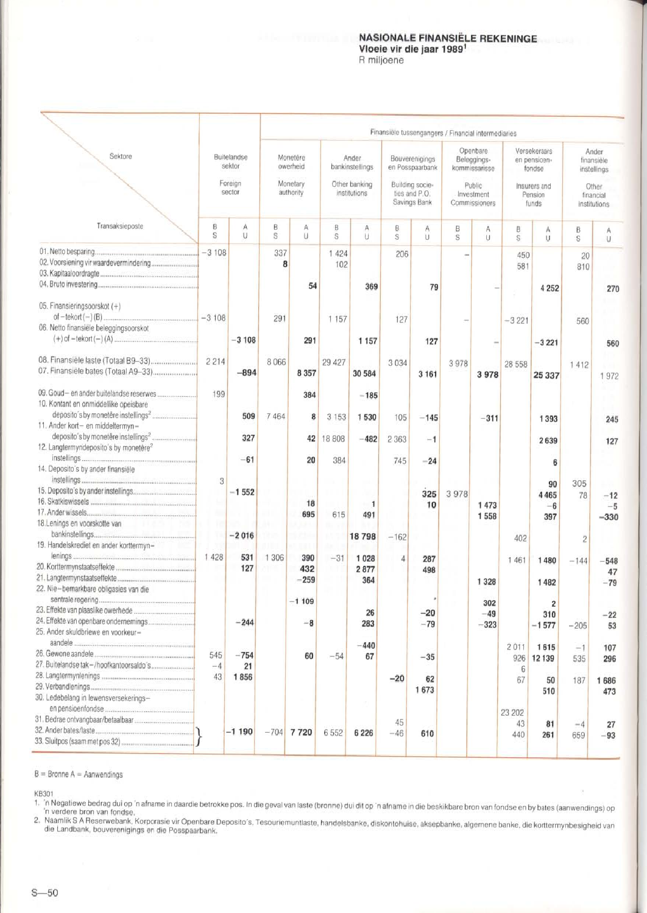# NASIONALE FINANSIËLE REKENINGE
**Vloeie vir die jaar 1989[1]**
R miljoene

| Sektore / Transaksieposte | Buitelandse sektor / Foreign sector | | Finansiële tussengangers / Financial intermediaries: Monetêre owerheid / Monetary authority | | Ander bankinstellings / Other banking institutions | | Bouverenigings en Posspaarbank / Building societies and P.O. Savings Bank | | Openbare Beleggingskommissarisse / Public Investment Commissioners | | Versekeraars en pensioenfondse / Insurers and Pension funds | | Ander finansiële instellings / Other financial institutions | |
|---|---|---|---|---|---|---|---|---|---|---|---|---|---|---|
| | B S | A U | B S | A U | B S | A U | B S | A U | B S | A U | B S | A U | B S | A U |
| 01. Netto besparing | −3 108 | | 337 | | 1 424 | | 206 | | – | | 450 | | 20 | |
| 02. Voorsiening vir waardevermindering | | | 8 | | 102 | | | | | | 581 | | 810 | |
| 03. Kapitaaloordragte | | | | | | | | | | | | | | |
| 04. Bruto investering | | | | **54** | | **369** | | **79** | | – | | **4 252** | | **270** |
| 05. Finansieringsoorskot (+) of -tekort (−) (B) | −3 108 | | 291 | | 1 157 | | 127 | | – | | −3 221 | | 560 | |
| 06. Netto finansiële beleggingsoorskot (+) of -tekort (−) (A) | | **−3 108** | | **291** | | **1 157** | | **127** | | – | | **−3 221** | | **560** |
| 08. Finansiële laste (Totaal B9–33) | 2 214 | | 8 066 | | 29 427 | | 3 034 | | 3 978 | | 28 558 | | 1 412 | |
| 07. Finansiële bates (Totaal A9–33) | | **−894** | | **8 357** | | **30 584** | | **3 161** | | **3 978** | | **25 337** | | **1 972** |
| 09. Goud- en ander buitelandse reserwes | 199 | | | **384** | | **−185** | | | | | | | | |
| 10. Kontant en onmiddellike opeisbare deposito's by monetêre instellings[2] | | **509** | 7 464 | **8** | 3 153 | **1 530** | 105 | **−145** | | **−311** | | **1 393** | | **245** |
| 11. Ander kort- en middeltermyn-deposito's by monetêre instellings[2] | | **327** | | **42** | 18 808 | **−482** | 2 363 | **−1** | | | | **2 639** | | **127** |
| 12. Langtermyndeposito's by monetêre[2] instellings | | **−61** | | **20** | 384 | | 745 | **−24** | | | | **6** | | |
| 14. Deposito's by ander finansiële instellings | 3 | | | | | | | | | | | **90** | 305 | |
| 15. Deposito's by ander instellings | | **−1 552** | | | | | | **325** | 3 978 | | | **4 465** | 78 | **−12** |
| 16. Skatkiswissels | | | | **18** | | **1** | | **10** | | **1 473** | | **−6** | | **−5** |
| 17. Ander wissels | | | | **695** | 615 | **491** | | | | **1 558** | | **397** | | **−330** |
| 18. Lenings en voorskotte van bankinstellings | | **−2 016** | | | | **18 798** | −162 | | | | 402 | | 2 | |
| 19. Handelskrediet en ander korttermyn-lenings | 1 428 | **531** | 1 306 | **390** | −31 | **1 028** | 4 | **287** | | | 1 461 | **1 480** | −144 | **−548** |
| 20. Korttermynstaatseffekte | | **127** | | **432** | | **2 877** | | **498** | | | | | | **47** |
| 21. Langtermynstaatseffekte | | | | **−259** | | **364** | | | | **1 328** | | **1 482** | | **−79** |
| 22. Nie-bemarkbare obligasies van die sentrale regering | | | | **−1 109** | | | | | | **302** | | **2** | | |
| 23. Effekte van plaaslike owerhede | | | | | | **26** | | **−20** | | **−49** | | **310** | | **−22** |
| 24. Effekte van openbare ondernemings | | **−244** | | **−8** | | **283** | | **−79** | | **−323** | | **−1 577** | −205 | **53** |
| 25. Ander skuldbriewe en voorkeur-aandele | | | | | | **−440** | | | | | 2 011 | **1 615** | −1 | **107** |
| 26. Gewone aandele | 545 | **−754** | | **60** | −54 | **67** | | **−35** | | | 926 | **12 139** | 535 | **296** |
| 27. Buitelandse tak-/hoofkantoorsaldo's | −4 | **21** | | | | | | | | | 6 | | | |
| 28. Langtermynlenings | 43 | **1 856** | | | | | −20 | **62** | | | 67 | **50** | 187 | **1 686** |
| 29. Verbandlenings | | | | | | | | **1 673** | | | | **510** | | **473** |
| 30. Ledebelang in lewensversekerings- en pensioenfondse | | | | | | | | | | | 23 202 | | | |
| 31. Bedrae ontvangbaar/betaalbaar | | | | | | | 45 | | | | 43 | **81** | −4 | **27** |
| 32. Ander bates/laste }<br>33. Sluitpos (saam met pos 32) } | | **−1 190** | −704 | **7 720** | 6 552 | **6 226** | −46 | **610** | | | 440 | **261** | 659 | **−93** |

B = Bronne A = Aanwendings

KB301

1. 'n Negatiewe bedrag dui op 'n afname in daardie betrokke pos. In die geval van laste (bronne) dui dit op 'n afname in die beskikbare bron van fondse en by bates (aanwendings) op 'n verdere bron van fondse.
2. Naamlik S A Reserwebank, Korporasie vir Openbare Deposito's, Tesouriemuntlaste, handelsbanke, diskontohuise, aksepbanke, algemene banke, die korttermynbesigheid van die Landbank, bouverenigings en die Posspaarbank.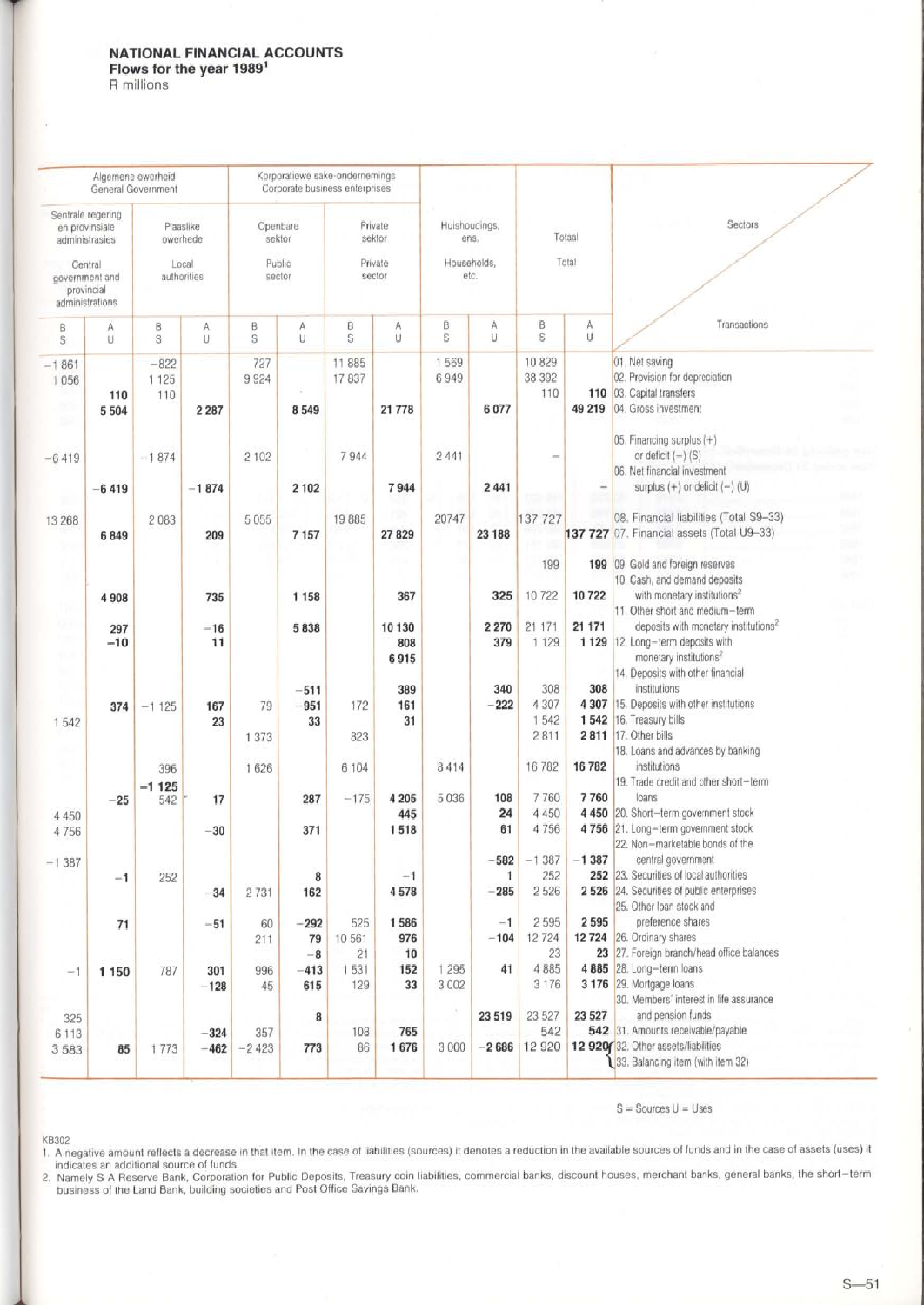## NATIONAL FINANCIAL ACCOUNTS
**Flows for the year 1989**[1]
R millions

| Algemene owerheid / General Government | | | | Korporatiewe sake-ondernemings / Corporate business enterprises | | | | | | | | Sectors |
|---|---|---|---|---|---|---|---|---|---|---|---|---|
| Sentrale regering en provinsiale administrasies / Central government and provincial administrations | | Plaaslike owerhede / Local authorities | | Openbare sektor / Public sector | | Private sektor / Private sector | | Huishoudings, ens. / Households, etc. | | Totaal / Total | | |
| B S | A U | B S | A U | B S | A U | B S | A U | B S | A U | B S | A U | Transactions |
| −1 861 | | −822 | | 727 | | 11 885 | | 1 569 | | 10 829 | | 01. Net saving |
| 1 056 | | 1 125 | | 9 924 | | 17 837 | | 6 949 | | 38 392 | | 02. Provision for depreciation |
| | **110** | 110 | | | | | | | | 110 | **110** | 03. Capital transfers |
| | **5 504** | | **2 287** | | **8 549** | | **21 778** | | **6 077** | | **49 219** | 04. Gross investment |
| −6 419 | | −1 874 | | 2 102 | | 7 944 | | 2 441 | | – | | 05. Financing surplus (+) or deficit (−) (S) |
| | **−6 419** | | **−1 874** | | **2 102** | | **7 944** | | **2 441** | | – | 06. Net financial investment surplus (+) or deficit (−) (U) |
| 13 268 | | 2 083 | | 5 055 | | 19 885 | | 20747 | | 137 727 | | 08. Financial liabilities (Total S9–33) |
| | **6 849** | | **209** | | **7 157** | | **27 829** | | **23 188** | | **137 727** | 07. Financial assets (Total U9–33) |
| | | | | | | | | | | 199 | **199** | 09. Gold and foreign reserves |
| | **4 908** | | **735** | | **1 158** | | **367** | | **325** | 10 722 | **10 722** | 10. Cash, and demand deposits with monetary institutions[2] |
| | **297** | | **−16** | | **5 838** | | **10 130** | | **2 270** | 21 171 | **21 171** | 11. Other short and medium-term deposits with monetary institutions[2] |
| | **−10** | | **11** | | | | **808** | | **379** | 1 129 | **1 129** | 12. Long-term deposits with monetary institutions[2] |
| | | | | | | | **6 915** | | | | | |
| | | | | | **−511** | | **389** | | **340** | 308 | **308** | 14. Deposits with other financial institutions |
| | **374** | −1 125 | **167** | 79 | **−951** | 172 | **161** | | **−222** | 4 307 | **4 307** | 15. Deposits with other institutions |
| 1 542 | | | **23** | | **33** | | **31** | | | 1 542 | **1 542** | 16. Treasury bills |
| | | | | 1 373 | | 823 | | | | 2 811 | **2 811** | 17. Other bills |
| | | 396 | | 1 626 | | 6 104 | | 8 414 | | 16 782 | **16 782** | 18. Loans and advances by banking institutions |
| | | **−1 125** | | | | | | | | | | |
| | **−25** | 542 | **17** | | **287** | −175 | **4 205** | 5 036 | **108** | 7 760 | **7 760** | 19. Trade credit and other short-term loans |
| 4 450 | | | | | | | **445** | | **24** | 4 450 | **4 450** | 20. Short-term government stock |
| 4 756 | | | **−30** | | **371** | | **1 518** | | **61** | 4 756 | **4 756** | 21. Long-term government stock |
| −1 387 | | | | | | | | | **−582** | −1 387 | **−1 387** | 22. Non-marketable bonds of the central government |
| | **−1** | 252 | | | **8** | | **−1** | | **1** | 252 | **252** | 23. Securities of local authorities |
| | | | **−34** | 2 731 | **162** | | **4 578** | | **−285** | 2 526 | **2 526** | 24. Securities of public enterprises |
| | **71** | | **−51** | 60 | **−292** | 525 | **1 586** | | **−1** | 2 595 | **2 595** | 25. Other loan stock and preference shares |
| | | | | 211 | **79** | 10 561 | **976** | | **−104** | 12 724 | **12 724** | 26. Ordinary shares |
| | | | | | **−8** | 21 | **10** | | | 23 | **23** | 27. Foreign branch/head office balances |
| −1 | **1 150** | 787 | **301** | 996 | **−413** | 1 531 | **152** | 1 295 | **41** | 4 885 | **4 885** | 28. Long-term loans |
| | | | **−128** | 45 | **615** | 129 | **33** | 3 002 | | 3 176 | **3 176** | 29. Mortgage loans |
| 325 | | | | | **8** | | | | **23 519** | 23 527 | **23 527** | 30. Members' interest in life assurance and pension funds |
| 6 113 | | | **−324** | 357 | | 108 | **765** | | | 542 | **542** | 31. Amounts receivable/payable |
| 3 583 | **85** | 1 773 | **−462** | −2 423 | **773** | 86 | **1 676** | 3 000 | **−2 686** | 12 920 | **12 920** | 32. Other assets/liabilities; 33. Balancing item (with item 32) |

S = Sources U = Uses

KB302

1. A negative amount reflects a decrease in that item. In the case of liabilities (sources) it denotes a reduction in the available sources of funds and in the case of assets (uses) it indicates an additional source of funds.
2. Namely S A Reserve Bank, Corporation for Public Deposits, Treasury coin liabilities, commercial banks, discount houses, merchant banks, general banks, the short-term business of the Land Bank, building societies and Post Office Savings Bank.